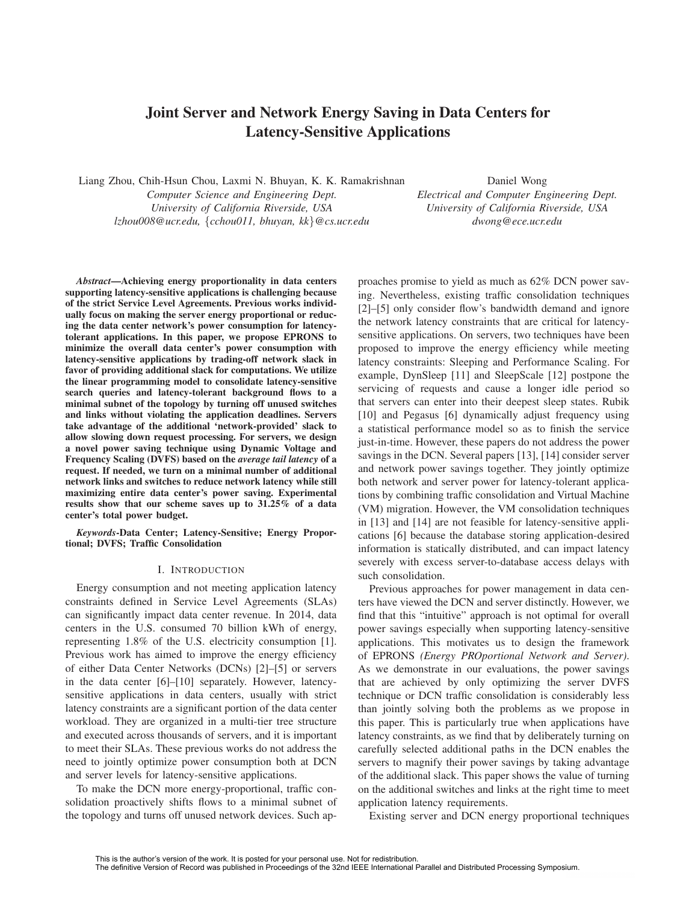# Joint Server and Network Energy Saving in Data Centers for Latency-Sensitive Applications

Liang Zhou, Chih-Hsun Chou, Laxmi N. Bhuyan, K. K. Ramakrishnan
*Computer Science and Engineering Dept.*
*University of California Riverside, USA*
*lzhou008@ucr.edu, {cchou011, bhuyan, kk}@cs.ucr.edu*

Daniel Wong
*Electrical and Computer Engineering Dept.*
*University of California Riverside, USA*
*dwong@ece.ucr.edu*

***Abstract*—Achieving energy proportionality in data centers supporting latency-sensitive applications is challenging because of the strict Service Level Agreements. Previous works individually focus on making the server energy proportional or reducing the data center network's power consumption for latency-tolerant applications. In this paper, we propose EPRONS to minimize the overall data center's power consumption with latency-sensitive applications by trading-off network slack in favor of providing additional slack for computations. We utilize the linear programming model to consolidate latency-sensitive search queries and latency-tolerant background flows to a minimal subnet of the topology by turning off unused switches and links without violating the application deadlines. Servers take advantage of the additional 'network-provided' slack to allow slowing down request processing. For servers, we design a novel power saving technique using Dynamic Voltage and Frequency Scaling (DVFS) based on the *average tail latency* of a request. If needed, we turn on a minimal number of additional network links and switches to reduce network latency while still maximizing entire data center's power saving. Experimental results show that our scheme saves up to 31.25% of a data center's total power budget.**

***Keywords*-Data Center; Latency-Sensitive; Energy Proportional; DVFS; Traffic Consolidation**

## I. Introduction

Energy consumption and not meeting application latency constraints defined in Service Level Agreements (SLAs) can significantly impact data center revenue. In 2014, data centers in the U.S. consumed 70 billion kWh of energy, representing 1.8% of the U.S. electricity consumption [1]. Previous work has aimed to improve the energy efficiency of either Data Center Networks (DCNs) [2]–[5] or servers in the data center [6]–[10] separately. However, latency-sensitive applications in data centers, usually with strict latency constraints are a significant portion of the data center workload. They are organized in a multi-tier tree structure and executed across thousands of servers, and it is important to meet their SLAs. These previous works do not address the need to jointly optimize power consumption both at DCN and server levels for latency-sensitive applications.

To make the DCN more energy-proportional, traffic consolidation proactively shifts flows to a minimal subnet of the topology and turns off unused network devices. Such approaches promise to yield as much as 62% DCN power saving. Nevertheless, existing traffic consolidation techniques [2]–[5] only consider flow's bandwidth demand and ignore the network latency constraints that are critical for latency-sensitive applications. On servers, two techniques have been proposed to improve the energy efficiency while meeting latency constraints: Sleeping and Performance Scaling. For example, DynSleep [11] and SleepScale [12] postpone the servicing of requests and cause a longer idle period so that servers can enter into their deepest sleep states. Rubik [10] and Pegasus [6] dynamically adjust frequency using a statistical performance model so as to finish the service just-in-time. However, these papers do not address the power savings in the DCN. Several papers [13], [14] consider server and network power savings together. They jointly optimize both network and server power for latency-tolerant applications by combining traffic consolidation and Virtual Machine (VM) migration. However, the VM consolidation techniques in [13] and [14] are not feasible for latency-sensitive applications [6] because the database storing application-desired information is statically distributed, and can impact latency severely with excess server-to-database access delays with such consolidation.

Previous approaches for power management in data centers have viewed the DCN and server distinctly. However, we find that this "intuitive" approach is not optimal for overall power savings especially when supporting latency-sensitive applications. This motivates us to design the framework of EPRONS *(Energy PROportional Network and Server)*. As we demonstrate in our evaluations, the power savings that are achieved by only optimizing the server DVFS technique or DCN traffic consolidation is considerably less than jointly solving both the problems as we propose in this paper. This is particularly true when applications have latency constraints, as we find that by deliberately turning on carefully selected additional paths in the DCN enables the servers to magnify their power savings by taking advantage of the additional slack. This paper shows the value of turning on the additional switches and links at the right time to meet application latency requirements.

Existing server and DCN energy proportional techniques

This is the author's version of the work. It is posted for your personal use. Not for redistribution.
The definitive Version of Record was published in Proceedings of the 32nd IEEE International Parallel and Distributed Processing Symposium.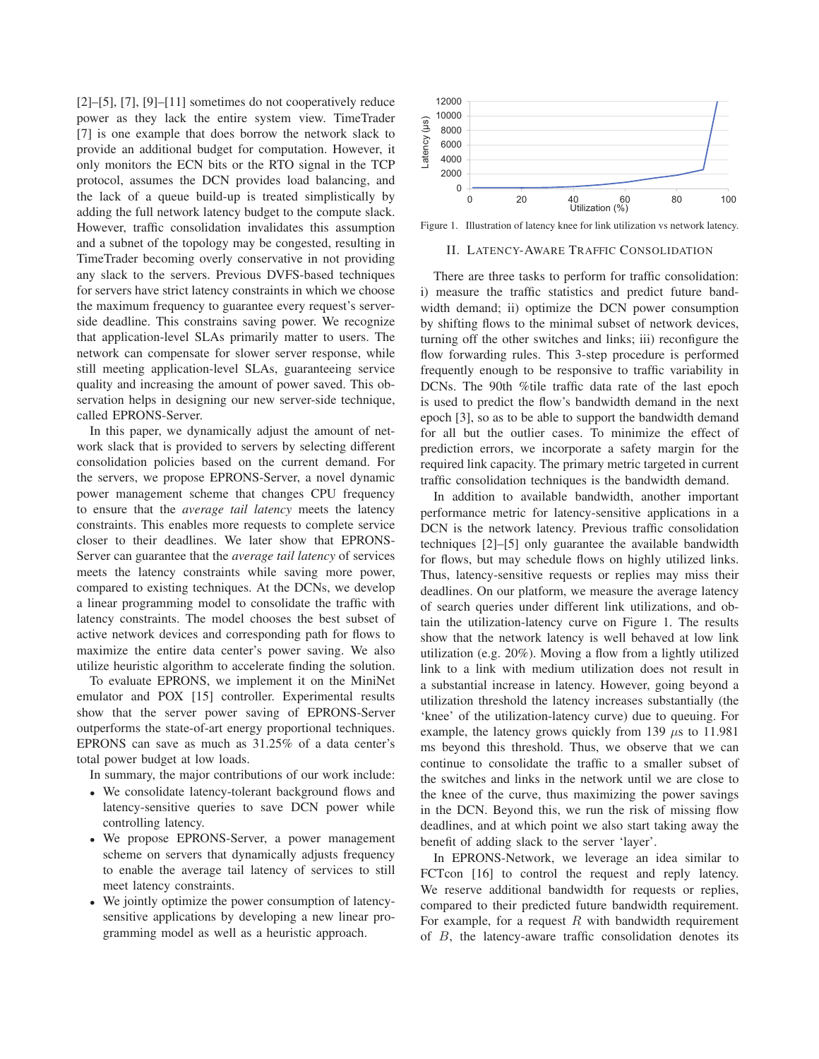[2]–[5], [7], [9]–[11] sometimes do not cooperatively reduce power as they lack the entire system view. TimeTrader [7] is one example that does borrow the network slack to provide an additional budget for computation. However, it only monitors the ECN bits or the RTO signal in the TCP protocol, assumes the DCN provides load balancing, and the lack of a queue build-up is treated simplistically by adding the full network latency budget to the compute slack. However, traffic consolidation invalidates this assumption and a subnet of the topology may be congested, resulting in TimeTrader becoming overly conservative in not providing any slack to the servers. Previous DVFS-based techniques for servers have strict latency constraints in which we choose the maximum frequency to guarantee every request's server-side deadline. This constrains saving power. We recognize that application-level SLAs primarily matter to users. The network can compensate for slower server response, while still meeting application-level SLAs, guaranteeing service quality and increasing the amount of power saved. This observation helps in designing our new server-side technique, called EPRONS-Server.

In this paper, we dynamically adjust the amount of network slack that is provided to servers by selecting different consolidation policies based on the current demand. For the servers, we propose EPRONS-Server, a novel dynamic power management scheme that changes CPU frequency to ensure that the *average tail latency* meets the latency constraints. This enables more requests to complete service closer to their deadlines. We later show that EPRONS-Server can guarantee that the *average tail latency* of services meets the latency constraints while saving more power, compared to existing techniques. At the DCNs, we develop a linear programming model to consolidate the traffic with latency constraints. The model chooses the best subset of active network devices and corresponding path for flows to maximize the entire data center's power saving. We also utilize heuristic algorithm to accelerate finding the solution.

To evaluate EPRONS, we implement it on the MiniNet emulator and POX [15] controller. Experimental results show that the server power saving of EPRONS-Server outperforms the state-of-art energy proportional techniques. EPRONS can save as much as 31.25% of a data center's total power budget at low loads.

In summary, the major contributions of our work include:

- We consolidate latency-tolerant background flows and latency-sensitive queries to save DCN power while controlling latency.
- We propose EPRONS-Server, a power management scheme on servers that dynamically adjusts frequency to enable the average tail latency of services to still meet latency constraints.
- We jointly optimize the power consumption of latency-sensitive applications by developing a new linear programming model as well as a heuristic approach.

Latency (μs)
12000
10000
8000
6000
4000
2000
0
0
20
40
60
80
100
Utilization (%)

Figure 1. Illustration of latency knee for link utilization vs network latency.

## II. Latency-Aware Traffic Consolidation

There are three tasks to perform for traffic consolidation: i) measure the traffic statistics and predict future bandwidth demand; ii) optimize the DCN power consumption by shifting flows to the minimal subset of network devices, turning off the other switches and links; iii) reconfigure the flow forwarding rules. This 3-step procedure is performed frequently enough to be responsive to traffic variability in DCNs. The 90th %tile traffic data rate of the last epoch is used to predict the flow's bandwidth demand in the next epoch [3], so as to be able to support the bandwidth demand for all but the outlier cases. To minimize the effect of prediction errors, we incorporate a safety margin for the required link capacity. The primary metric targeted in current traffic consolidation techniques is the bandwidth demand.

In addition to available bandwidth, another important performance metric for latency-sensitive applications in a DCN is the network latency. Previous traffic consolidation techniques [2]–[5] only guarantee the available bandwidth for flows, but may schedule flows on highly utilized links. Thus, latency-sensitive requests or replies may miss their deadlines. On our platform, we measure the average latency of search queries under different link utilizations, and obtain the utilization-latency curve on Figure 1. The results show that the network latency is well behaved at low link utilization (e.g. 20%). Moving a flow from a lightly utilized link to a link with medium utilization does not result in a substantial increase in latency. However, going beyond a utilization threshold the latency increases substantially (the 'knee' of the utilization-latency curve) due to queuing. For example, the latency grows quickly from 139 $\mu$s to 11.981 ms beyond this threshold. Thus, we observe that we can continue to consolidate the traffic to a smaller subset of the switches and links in the network until we are close to the knee of the curve, thus maximizing the power savings in the DCN. Beyond this, we run the risk of missing flow deadlines, and at which point we also start taking away the benefit of adding slack to the server 'layer'.

In EPRONS-Network, we leverage an idea similar to FCTcon [16] to control the request and reply latency. We reserve additional bandwidth for requests or replies, compared to their predicted future bandwidth requirement. For example, for a request $R$ with bandwidth requirement of $B$, the latency-aware traffic consolidation denotes its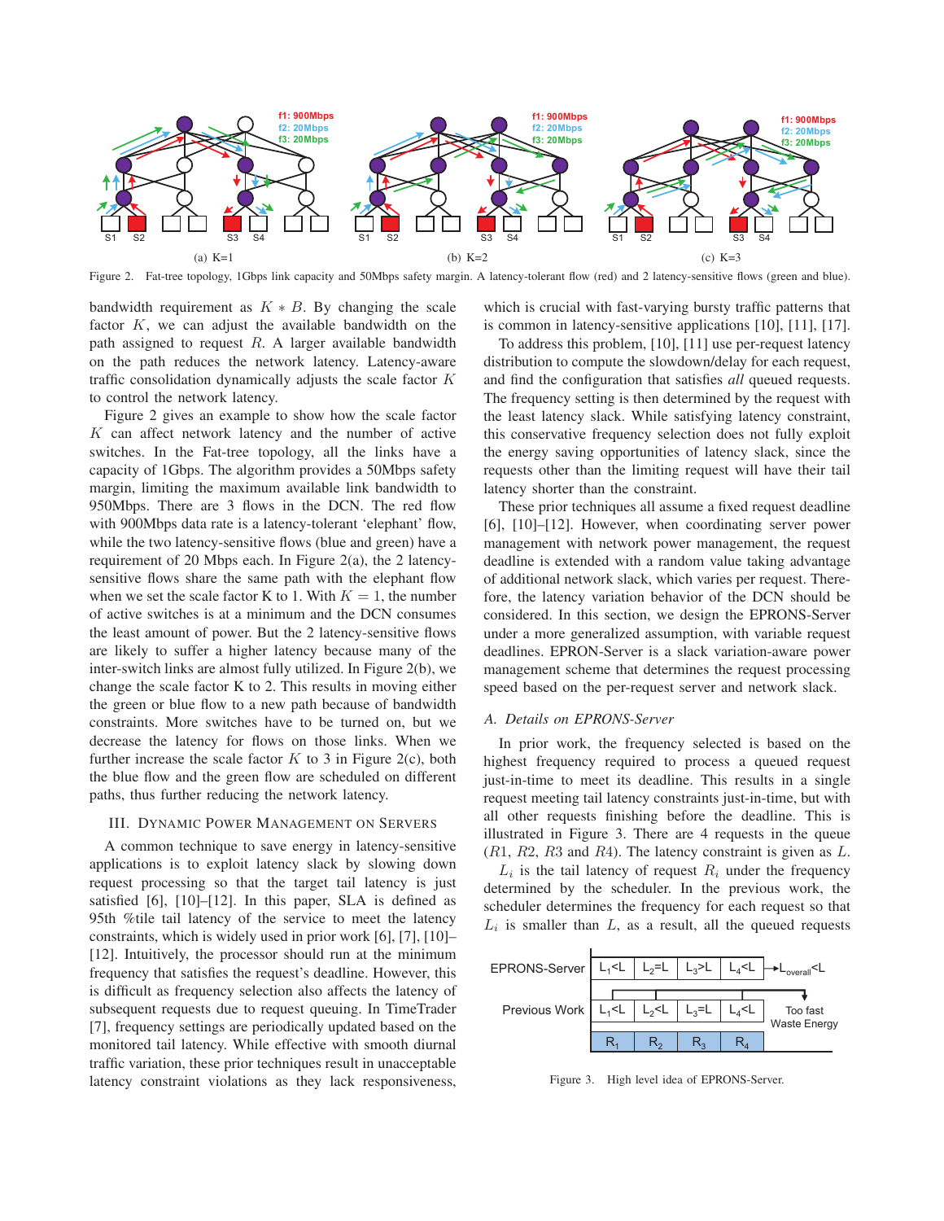Figure 2. Fat-tree topology, 1Gbps link capacity and 50Mbps safety margin. A latency-tolerant flow (red) and 2 latency-sensitive flows (green and blue).

bandwidth requirement as $K * B$. By changing the scale factor $K$, we can adjust the available bandwidth on the path assigned to request $R$. A larger available bandwidth on the path reduces the network latency. Latency-aware traffic consolidation dynamically adjusts the scale factor $K$ to control the network latency.

Figure 2 gives an example to show how the scale factor $K$ can affect network latency and the number of active switches. In the Fat-tree topology, all the links have a capacity of 1Gbps. The algorithm provides a 50Mbps safety margin, limiting the maximum available link bandwidth to 950Mbps. There are 3 flows in the DCN. The red flow with 900Mbps data rate is a latency-tolerant 'elephant' flow, while the two latency-sensitive flows (blue and green) have a requirement of 20 Mbps each. In Figure 2(a), the 2 latency-sensitive flows share the same path with the elephant flow when we set the scale factor K to 1. With $K = 1$, the number of active switches is at a minimum and the DCN consumes the least amount of power. But the 2 latency-sensitive flows are likely to suffer a higher latency because many of the inter-switch links are almost fully utilized. In Figure 2(b), we change the scale factor K to 2. This results in moving either the green or blue flow to a new path because of bandwidth constraints. More switches have to be turned on, but we decrease the latency for flows on those links. When we further increase the scale factor $K$ to 3 in Figure 2(c), both the blue flow and the green flow are scheduled on different paths, thus further reducing the network latency.

## III. Dynamic Power Management on Servers

A common technique to save energy in latency-sensitive applications is to exploit latency slack by slowing down request processing so that the target tail latency is just satisfied [6], [10]–[12]. In this paper, SLA is defined as 95th %tile tail latency of the service to meet the latency constraints, which is widely used in prior work [6], [7], [10]–[12]. Intuitively, the processor should run at the minimum frequency that satisfies the request's deadline. However, this is difficult as frequency selection also affects the latency of subsequent requests due to request queuing. In TimeTrader [7], frequency settings are periodically updated based on the monitored tail latency. While effective with smooth diurnal traffic variation, these prior techniques result in unacceptable latency constraint violations as they lack responsiveness, which is crucial with fast-varying bursty traffic patterns that is common in latency-sensitive applications [10], [11], [17].

To address this problem, [10], [11] use per-request latency distribution to compute the slowdown/delay for each request, and find the configuration that satisfies *all* queued requests. The frequency setting is then determined by the request with the least latency slack. While satisfying latency constraint, this conservative frequency selection does not fully exploit the energy saving opportunities of latency slack, since the requests other than the limiting request will have their tail latency shorter than the constraint.

These prior techniques all assume a fixed request deadline [6], [10]–[12]. However, when coordinating server power management with network power management, the request deadline is extended with a random value taking advantage of additional network slack, which varies per request. Therefore, the latency variation behavior of the DCN should be considered. In this section, we design the EPRONS-Server under a more generalized assumption, with variable request deadlines. EPRON-Server is a slack variation-aware power management scheme that determines the request processing speed based on the per-request server and network slack.

### A. Details on EPRONS-Server

In prior work, the frequency selected is based on the highest frequency required to process a queued request just-in-time to meet its deadline. This results in a single request meeting tail latency constraints just-in-time, but with all other requests finishing before the deadline. This is illustrated in Figure 3. There are 4 requests in the queue ($R1$, $R2$, $R3$ and $R4$). The latency constraint is given as $L$. $L_i$ is the tail latency of request $R_i$ under the frequency determined by the scheduler. In the previous work, the scheduler determines the frequency for each request so that $L_i$ is smaller than $L$, as a result, all the queued requests

Figure 3. High level idea of EPRONS-Server.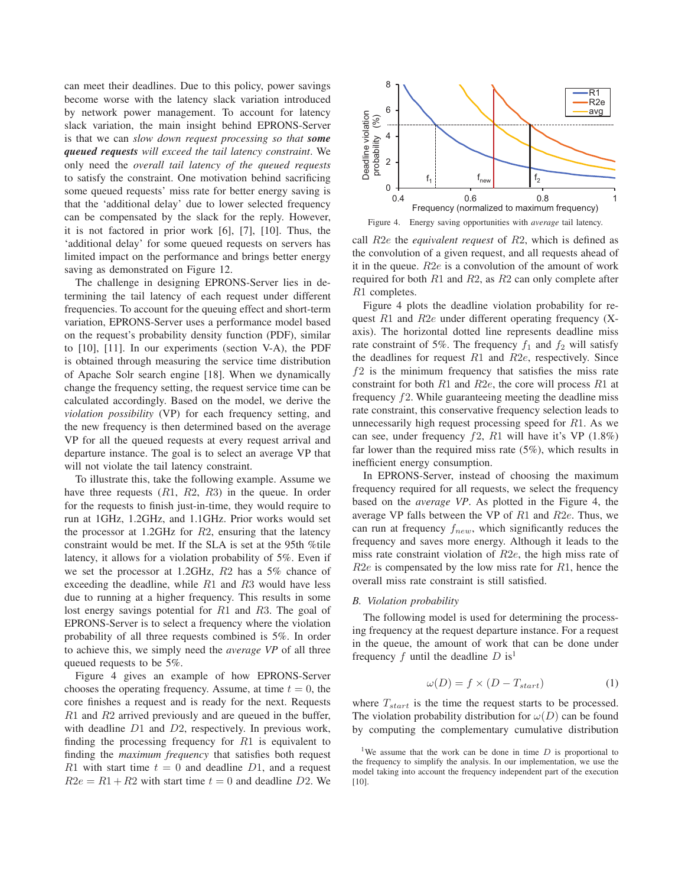can meet their deadlines. Due to this policy, power savings become worse with the latency slack variation introduced by network power management. To account for latency slack variation, the main insight behind EPRONS-Server is that we can *slow down request processing so that* ***some queued requests*** *will exceed the tail latency constraint*. We only need the *overall tail latency of the queued requests* to satisfy the constraint. One motivation behind sacrificing some queued requests' miss rate for better energy saving is that the 'additional delay' due to lower selected frequency can be compensated by the slack for the reply. However, it is not factored in prior work [6], [7], [10]. Thus, the 'additional delay' for some queued requests on servers has limited impact on the performance and brings better energy saving as demonstrated on Figure 12.

The challenge in designing EPRONS-Server lies in determining the tail latency of each request under different frequencies. To account for the queuing effect and short-term variation, EPRONS-Server uses a performance model based on the request's probability density function (PDF), similar to [10], [11]. In our experiments (section V-A), the PDF is obtained through measuring the service time distribution of Apache Solr search engine [18]. When we dynamically change the frequency setting, the request service time can be calculated accordingly. Based on the model, we derive the *violation possibility* (VP) for each frequency setting, and the new frequency is then determined based on the average VP for all the queued requests at every request arrival and departure instance. The goal is to select an average VP that will not violate the tail latency constraint.

To illustrate this, take the following example. Assume we have three requests ($R1$, $R2$, $R3$) in the queue. In order for the requests to finish just-in-time, they would require to run at 1GHz, 1.2GHz, and 1.1GHz. Prior works would set the processor at 1.2GHz for $R2$, ensuring that the latency constraint would be met. If the SLA is set at the 95th %tile latency, it allows for a violation probability of 5%. Even if we set the processor at 1.2GHz, $R2$ has a 5% chance of exceeding the deadline, while $R1$ and $R3$ would have less due to running at a higher frequency. This results in some lost energy savings potential for $R1$ and $R3$. The goal of EPRONS-Server is to select a frequency where the violation probability of all three requests combined is 5%. In order to achieve this, we simply need the *average VP* of all three queued requests to be 5%.

Figure 4 gives an example of how EPRONS-Server chooses the operating frequency. Assume, at time $t = 0$, the core finishes a request and is ready for the next. Requests $R1$ and $R2$ arrived previously and are queued in the buffer, with deadline $D1$ and $D2$, respectively. In previous work, finding the processing frequency for $R1$ is equivalent to finding the *maximum frequency* that satisfies both request $R1$ with start time $t = 0$ and deadline $D1$, and a request $R2e = R1 + R2$ with start time $t = 0$ and deadline $D2$. We call $R2e$ the *equivalent request* of $R2$, which is defined as the convolution of a given request, and all requests ahead of it in the queue. $R2e$ is a convolution of the amount of work required for both $R1$ and $R2$, as $R2$ can only complete after $R1$ completes.

Figure 4. Energy saving opportunities with *average* tail latency.

Figure 4 plots the deadline violation probability for request $R1$ and $R2e$ under different operating frequency (X-axis). The horizontal dotted line represents deadline miss rate constraint of 5%. The frequency $f_1$ and $f_2$ will satisfy the deadlines for request $R1$ and $R2e$, respectively. Since $f2$ is the minimum frequency that satisfies the miss rate constraint for both $R1$ and $R2e$, the core will process $R1$ at frequency $f2$. While guaranteeing meeting the deadline miss rate constraint, this conservative frequency selection leads to unnecessarily high request processing speed for $R1$. As we can see, under frequency $f2$, $R1$ will have it's VP (1.8%) far lower than the required miss rate (5%), which results in inefficient energy consumption.

In EPRONS-Server, instead of choosing the maximum frequency required for all requests, we select the frequency based on the *average VP*. As plotted in the Figure 4, the average VP falls between the VP of $R1$ and $R2e$. Thus, we can run at frequency $f_{new}$, which significantly reduces the frequency and saves more energy. Although it leads to the miss rate constraint violation of $R2e$, the high miss rate of $R2e$ is compensated by the low miss rate for $R1$, hence the overall miss rate constraint is still satisfied.

### B. Violation probability

The following model is used for determining the processing frequency at the request departure instance. For a request in the queue, the amount of work that can be done under frequency $f$ until the deadline $D$ is[1]

$$\omega(D) = f \times (D - T_{start}) \tag{1}$$

where $T_{start}$ is the time the request starts to be processed. The violation probability distribution for $\omega(D)$ can be found by computing the complementary cumulative distribution

[1]We assume that the work can be done in time $D$ is proportional to the frequency to simplify the analysis. In our implementation, we use the model taking into account the frequency independent part of the execution [10].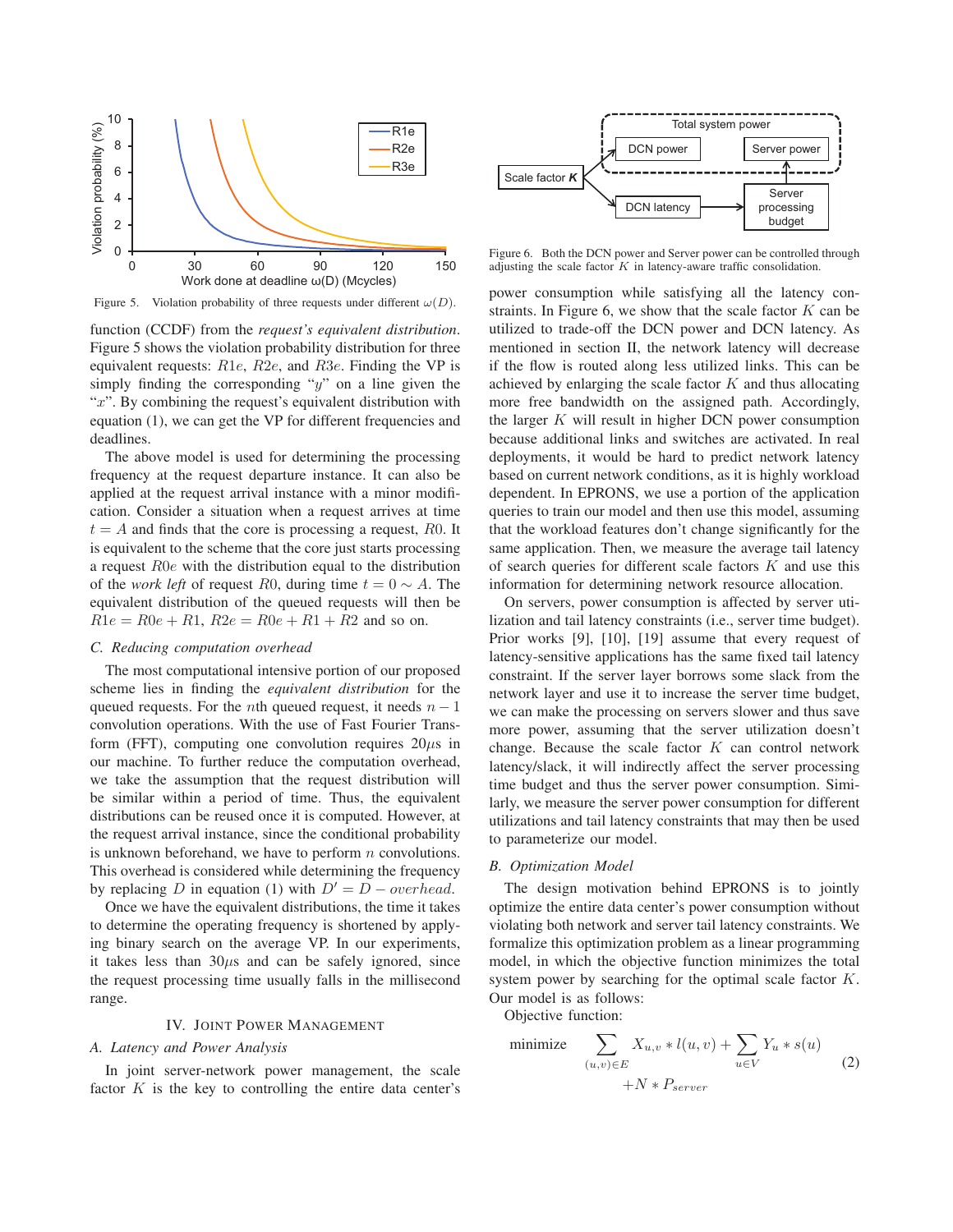10
8
6
4
2
0
Violation probability (%)
0 30 60 90 120 150
Work done at deadline ω(D) (Mcycles)
R1e
R2e
R3e

Figure 5. Violation probability of three requests under different $\omega(D)$.

function (CCDF) from the *request's equivalent distribution*. Figure 5 shows the violation probability distribution for three equivalent requests: $R1e$, $R2e$, and $R3e$. Finding the VP is simply finding the corresponding "$y$" on a line given the "$x$". By combining the request's equivalent distribution with equation (1), we can get the VP for different frequencies and deadlines.

The above model is used for determining the processing frequency at the request departure instance. It can also be applied at the request arrival instance with a minor modification. Consider a situation when a request arrives at time $t = A$ and finds that the core is processing a request, $R0$. It is equivalent to the scheme that the core just starts processing a request $R0e$ with the distribution equal to the distribution of the *work left* of request $R0$, during time $t = 0 \sim A$. The equivalent distribution of the queued requests will then be $R1e = R0e + R1$, $R2e = R0e + R1 + R2$ and so on.

### C. Reducing computation overhead

The most computational intensive portion of our proposed scheme lies in finding the *equivalent distribution* for the queued requests. For the $n$th queued request, it needs $n - 1$ convolution operations. With the use of Fast Fourier Transform (FFT), computing one convolution requires $20\mu s$ in our machine. To further reduce the computation overhead, we take the assumption that the request distribution will be similar within a period of time. Thus, the equivalent distributions can be reused once it is computed. However, at the request arrival instance, since the conditional probability is unknown beforehand, we have to perform $n$ convolutions. This overhead is considered while determining the frequency by replacing $D$ in equation (1) with $D' = D - overhead$.

Once we have the equivalent distributions, the time it takes to determine the operating frequency is shortened by applying binary search on the average VP. In our experiments, it takes less than $30\mu s$ and can be safely ignored, since the request processing time usually falls in the millisecond range.

## IV. Joint Power Management

### A. Latency and Power Analysis

In joint server-network power management, the scale factor $K$ is the key to controlling the entire data center's power consumption while satisfying all the latency constraints. In Figure 6, we show that the scale factor $K$ can be utilized to trade-off the DCN power and DCN latency. As mentioned in section II, the network latency will decrease if the flow is routed along less utilized links. This can be achieved by enlarging the scale factor $K$ and thus allocating more free bandwidth on the assigned path. Accordingly, the larger $K$ will result in higher DCN power consumption because additional links and switches are activated. In real deployments, it would be hard to predict network latency based on current network conditions, as it is highly workload dependent. In EPRONS, we use a portion of the application queries to train our model and then use this model, assuming that the workload features don't change significantly for the same application. Then, we measure the average tail latency of search queries for different scale factors $K$ and use this information for determining network resource allocation.

Total system power
DCN power
Server power
Scale factor *K*
DCN latency
Server processing budget

Figure 6. Both the DCN power and Server power can be controlled through adjusting the scale factor $K$ in latency-aware traffic consolidation.

On servers, power consumption is affected by server utilization and tail latency constraints (i.e., server time budget). Prior works [9], [10], [19] assume that every request of latency-sensitive applications has the same fixed tail latency constraint. If the server layer borrows some slack from the network layer and use it to increase the server time budget, we can make the processing on servers slower and thus save more power, assuming that the server utilization doesn't change. Because the scale factor $K$ can control network latency/slack, it will indirectly affect the server processing time budget and thus the server power consumption. Similarly, we measure the server power consumption for different utilizations and tail latency constraints that may then be used to parameterize our model.

### B. Optimization Model

The design motivation behind EPRONS is to jointly optimize the entire data center's power consumption without violating both network and server tail latency constraints. We formalize this optimization problem as a linear programming model, in which the objective function minimizes the total system power by searching for the optimal scale factor $K$. Our model is as follows:

Objective function:

$$\text{minimize} \quad \sum_{(u,v)\in E} X_{u,v} * l(u,v) + \sum_{u \in V} Y_u * s(u) + N * P_{server} \tag{2}$$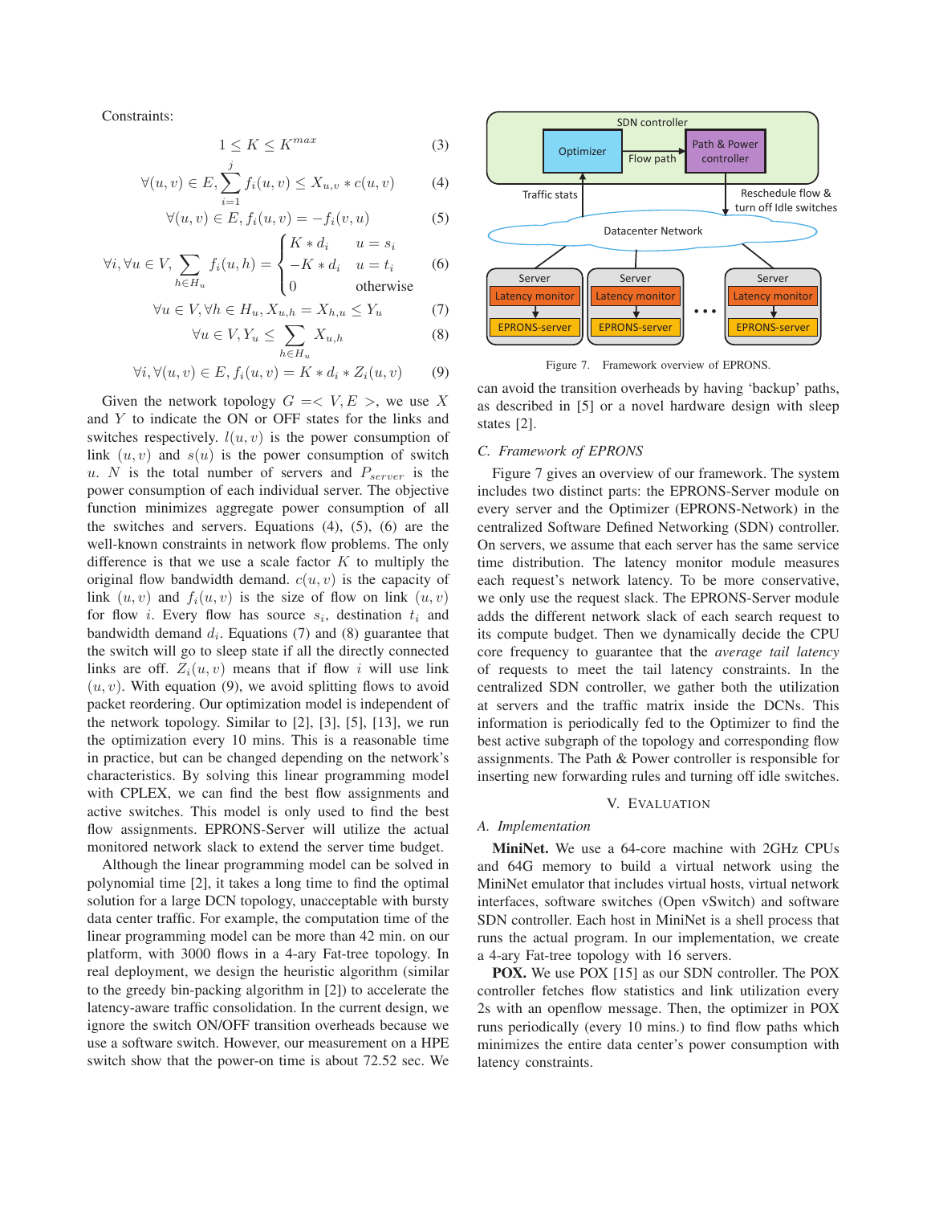Constraints:

$$1 \leq K \leq K^{max} \tag{3}$$

$$\forall (u,v) \in E, \sum_{i=1}^{j} f_i(u,v) \leq X_{u,v} * c(u,v) \tag{4}$$

$$\forall (u,v) \in E, f_i(u,v) = -f_i(v,u) \tag{5}$$

$$\forall i, \forall u \in V, \sum_{h \in H_u} f_i(u,h) = \begin{cases} K * d_i & u = s_i \\ -K * d_i & u = t_i \\ 0 & \text{otherwise} \end{cases} \tag{6}$$

$$\forall u \in V, \forall h \in H_u, X_{u,h} = X_{h,u} \leq Y_u \tag{7}$$

$$\forall u \in V, Y_u \leq \sum_{h \in H_u} X_{u,h} \tag{8}$$

$$\forall i, \forall (u,v) \in E, f_i(u,v) = K * d_i * Z_i(u,v) \tag{9}$$

Given the network topology $G =< V, E >$, we use $X$ and $Y$ to indicate the ON or OFF states for the links and switches respectively. $l(u,v)$ is the power consumption of link $(u,v)$ and $s(u)$ is the power consumption of switch $u$. $N$ is the total number of servers and $P_{server}$ is the power consumption of each individual server. The objective function minimizes aggregate power consumption of all the switches and servers. Equations (4), (5), (6) are the well-known constraints in network flow problems. The only difference is that we use a scale factor $K$ to multiply the original flow bandwidth demand. $c(u,v)$ is the capacity of link $(u,v)$ and $f_i(u,v)$ is the size of flow on link $(u,v)$ for flow $i$. Every flow has source $s_i$, destination $t_i$ and bandwidth demand $d_i$. Equations (7) and (8) guarantee that the switch will go to sleep state if all the directly connected links are off. $Z_i(u,v)$ means that if flow $i$ will use link $(u,v)$. With equation (9), we avoid splitting flows to avoid packet reordering. Our optimization model is independent of the network topology. Similar to [2], [3], [5], [13], we run the optimization every 10 mins. This is a reasonable time in practice, but can be changed depending on the network's characteristics. By solving this linear programming model with CPLEX, we can find the best flow assignments and active switches. This model is only used to find the best flow assignments. EPRONS-Server will utilize the actual monitored network slack to extend the server time budget.

Although the linear programming model can be solved in polynomial time [2], it takes a long time to find the optimal solution for a large DCN topology, unacceptable with bursty data center traffic. For example, the computation time of the linear programming model can be more than 42 min. on our platform, with 3000 flows in a 4-ary Fat-tree topology. In real deployment, we design the heuristic algorithm (similar to the greedy bin-packing algorithm in [2]) to accelerate the latency-aware traffic consolidation. In the current design, we ignore the switch ON/OFF transition overheads because we use a software switch. However, our measurement on a HPE switch show that the power-on time is about 72.52 sec. We can avoid the transition overheads by having 'backup' paths, as described in [5] or a novel hardware design with sleep states [2].

Figure 7. Framework overview of EPRONS.

### C. Framework of EPRONS

Figure 7 gives an overview of our framework. The system includes two distinct parts: the EPRONS-Server module on every server and the Optimizer (EPRONS-Network) in the centralized Software Defined Networking (SDN) controller. On servers, we assume that each server has the same service time distribution. The latency monitor module measures each request's network latency. To be more conservative, we only use the request slack. The EPRONS-Server module adds the different network slack of each search request to its compute budget. Then we dynamically decide the CPU core frequency to guarantee that the *average tail latency* of requests to meet the tail latency constraints. In the centralized SDN controller, we gather both the utilization at servers and the traffic matrix inside the DCNs. This information is periodically fed to the Optimizer to find the best active subgraph of the topology and corresponding flow assignments. The Path & Power controller is responsible for inserting new forwarding rules and turning off idle switches.

## V. Evaluation

### A. Implementation

**MiniNet.** We use a 64-core machine with 2GHz CPUs and 64G memory to build a virtual network using the MiniNet emulator that includes virtual hosts, virtual network interfaces, software switches (Open vSwitch) and software SDN controller. Each host in MiniNet is a shell process that runs the actual program. In our implementation, we create a 4-ary Fat-tree topology with 16 servers.

**POX.** We use POX [15] as our SDN controller. The POX controller fetches flow statistics and link utilization every 2s with an openflow message. Then, the optimizer in POX runs periodically (every 10 mins.) to find flow paths which minimizes the entire data center's power consumption with latency constraints.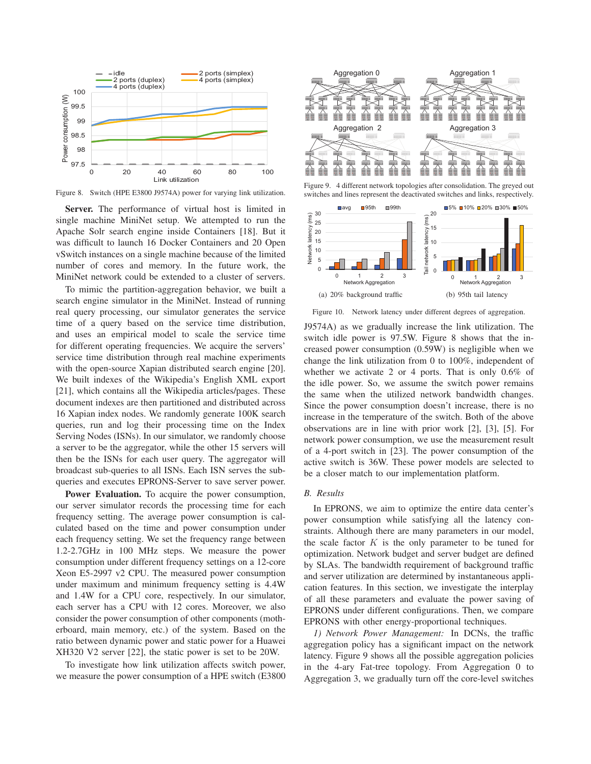Figure 8. Switch (HPE E3800 J9574A) power for varying link utilization.

**Server.** The performance of virtual host is limited in single machine MiniNet setup. We attempted to run the Apache Solr search engine inside Containers [18]. But it was difficult to launch 16 Docker Containers and 20 Open vSwitch instances on a single machine because of the limited number of cores and memory. In the future work, the MiniNet network could be extended to a cluster of servers.

To mimic the partition-aggregation behavior, we built a search engine simulator in the MiniNet. Instead of running real query processing, our simulator generates the service time of a query based on the service time distribution, and uses an empirical model to scale the service time for different operating frequencies. We acquire the servers' service time distribution through real machine experiments with the open-source Xapian distributed search engine [20]. We built indexes of the Wikipedia's English XML export [21], which contains all the Wikipedia articles/pages. These document indexes are then partitioned and distributed across 16 Xapian index nodes. We randomly generate 100K search queries, run and log their processing time on the Index Serving Nodes (ISNs). In our simulator, we randomly choose a server to be the aggregator, while the other 15 servers will then be the ISNs for each user query. The aggregator will broadcast sub-queries to all ISNs. Each ISN serves the sub-queries and executes EPRONS-Server to save server power.

**Power Evaluation.** To acquire the power consumption, our server simulator records the processing time for each frequency setting. The average power consumption is calculated based on the time and power consumption under each frequency setting. We set the frequency range between 1.2-2.7GHz in 100 MHz steps. We measure the power consumption under different frequency settings on a 12-core Xeon E5-2997 v2 CPU. The measured power consumption under maximum and minimum frequency setting is 4.4W and 1.4W for a CPU core, respectively. In our simulator, each server has a CPU with 12 cores. Moreover, we also consider the power consumption of other components (motherboard, main memory, etc.) of the system. Based on the ratio between dynamic power and static power for a Huawei XH320 V2 server [22], the static power is set to be 20W.

To investigate how link utilization affects switch power, we measure the power consumption of a HPE switch (E3800 J9574A) as we gradually increase the link utilization. The switch idle power is 97.5W. Figure 8 shows that the increased power consumption (0.59W) is negligible when we change the link utilization from 0 to 100%, independent of whether we activate 2 or 4 ports. That is only 0.6% of the idle power. So, we assume the switch power remains the same when the utilized network bandwidth changes. Since the power consumption doesn't increase, there is no increase in the temperature of the switch. Both of the above observations are in line with prior work [2], [3], [5]. For network power consumption, we use the measurement result of a 4-port switch in [23]. The power consumption of the active switch is 36W. These power models are selected to be a closer match to our implementation platform.

Figure 9. 4 different network topologies after consolidation. The greyed out switches and lines represent the deactivated switches and links, respectively.

(a) 20% background traffic

(b) 95th tail latency

Figure 10. Network latency under different degrees of aggregation.

### B. Results

In EPRONS, we aim to optimize the entire data center's power consumption while satisfying all the latency constraints. Although there are many parameters in our model, the scale factor $K$ is the only parameter to be tuned for optimization. Network budget and server budget are defined by SLAs. The bandwidth requirement of background traffic and server utilization are determined by instantaneous application features. In this section, we investigate the interplay of all these parameters and evaluate the power saving of EPRONS under different configurations. Then, we compare EPRONS with other energy-proportional techniques.

*1) Network Power Management:* In DCNs, the traffic aggregation policy has a significant impact on the network latency. Figure 9 shows all the possible aggregation policies in the 4-ary Fat-tree topology. From Aggregation 0 to Aggregation 3, we gradually turn off the core-level switches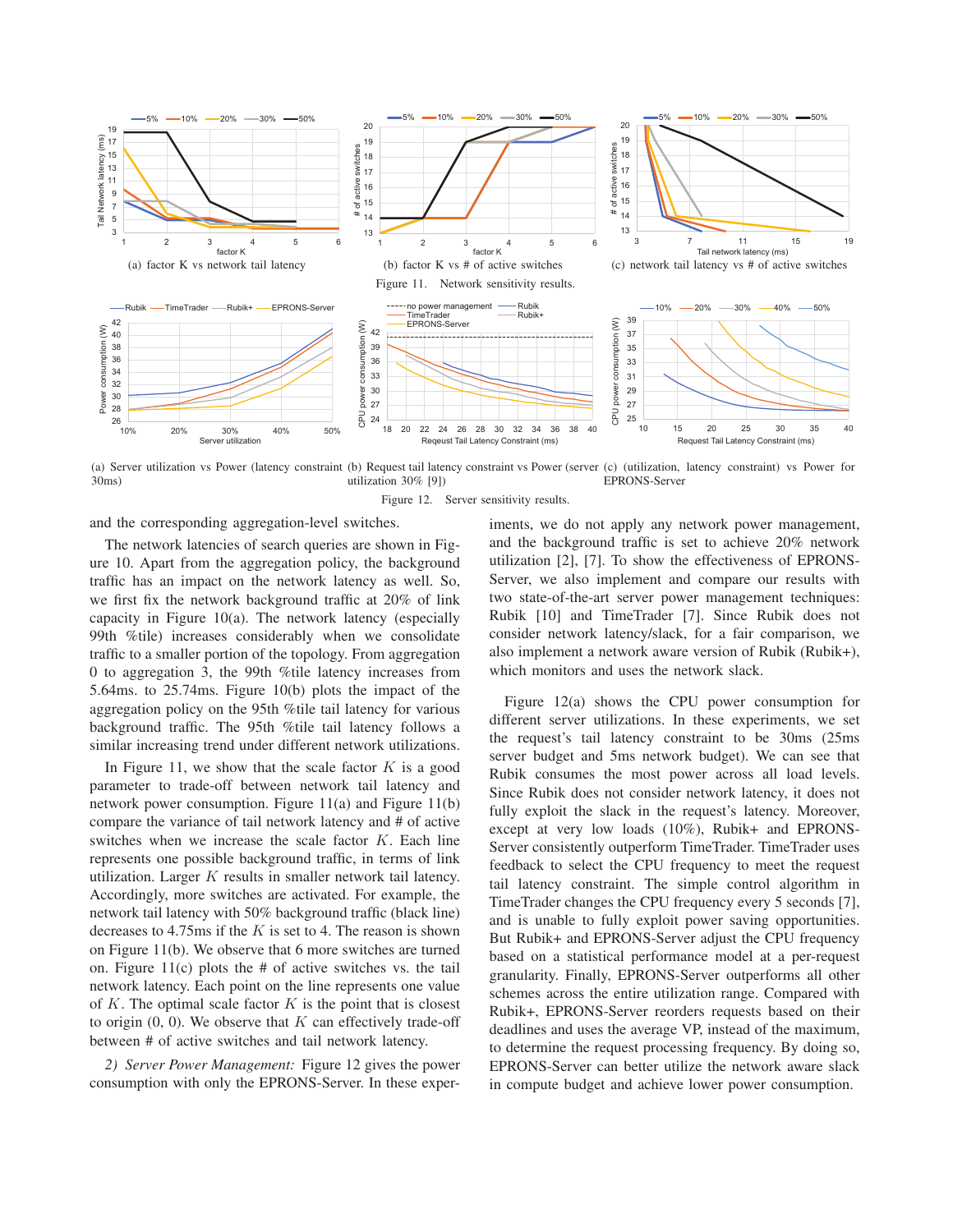(a) factor K vs network tail latency

(b) factor K vs # of active switches

(c) network tail latency vs # of active switches

Figure 11. Network sensitivity results.

(a) Server utilization vs Power (latency constraint 30ms)

(b) Request tail latency constraint vs Power (server utilization 30% [9])

(c) (utilization, latency constraint) vs Power for EPRONS-Server

Figure 12. Server sensitivity results.

and the corresponding aggregation-level switches.

The network latencies of search queries are shown in Figure 10. Apart from the aggregation policy, the background traffic has an impact on the network latency as well. So, we first fix the network background traffic at 20% of link capacity in Figure 10(a). The network latency (especially 99th %tile) increases considerably when we consolidate traffic to a smaller portion of the topology. From aggregation 0 to aggregation 3, the 99th %tile latency increases from 5.64ms. to 25.74ms. Figure 10(b) plots the impact of the aggregation policy on the 95th %tile tail latency for various background traffic. The 95th %tile tail latency follows a similar increasing trend under different network utilizations.

In Figure 11, we show that the scale factor $K$ is a good parameter to trade-off between network tail latency and network power consumption. Figure 11(a) and Figure 11(b) compare the variance of tail network latency and # of active switches when we increase the scale factor $K$. Each line represents one possible background traffic, in terms of link utilization. Larger $K$ results in smaller network tail latency. Accordingly, more switches are activated. For example, the network tail latency with 50% background traffic (black line) decreases to 4.75ms if the $K$ is set to 4. The reason is shown on Figure 11(b). We observe that 6 more switches are turned on. Figure 11(c) plots the # of active switches vs. the tail network latency. Each point on the line represents one value of $K$. The optimal scale factor $K$ is the point that is closest to origin (0, 0). We observe that $K$ can effectively trade-off between # of active switches and tail network latency.

*2) Server Power Management:* Figure 12 gives the power consumption with only the EPRONS-Server. In these experiments, we do not apply any network power management, and the background traffic is set to achieve 20% network utilization [2], [7]. To show the effectiveness of EPRONS-Server, we also implement and compare our results with two state-of-the-art server power management techniques: Rubik [10] and TimeTrader [7]. Since Rubik does not consider network latency/slack, for a fair comparison, we also implement a network aware version of Rubik (Rubik+), which monitors and uses the network slack.

Figure 12(a) shows the CPU power consumption for different server utilizations. In these experiments, we set the request's tail latency constraint to be 30ms (25ms server budget and 5ms network budget). We can see that Rubik consumes the most power across all load levels. Since Rubik does not consider network latency, it does not fully exploit the slack in the request's latency. Moreover, except at very low loads (10%), Rubik+ and EPRONS-Server consistently outperform TimeTrader. TimeTrader uses feedback to select the CPU frequency to meet the request tail latency constraint. The simple control algorithm in TimeTrader changes the CPU frequency every 5 seconds [7], and is unable to fully exploit power saving opportunities. But Rubik+ and EPRONS-Server adjust the CPU frequency based on a statistical performance model at a per-request granularity. Finally, EPRONS-Server outperforms all other schemes across the entire utilization range. Compared with Rubik+, EPRONS-Server reorders requests based on their deadlines and uses the average VP, instead of the maximum, to determine the request processing frequency. By doing so, EPRONS-Server can better utilize the network aware slack in compute budget and achieve lower power consumption.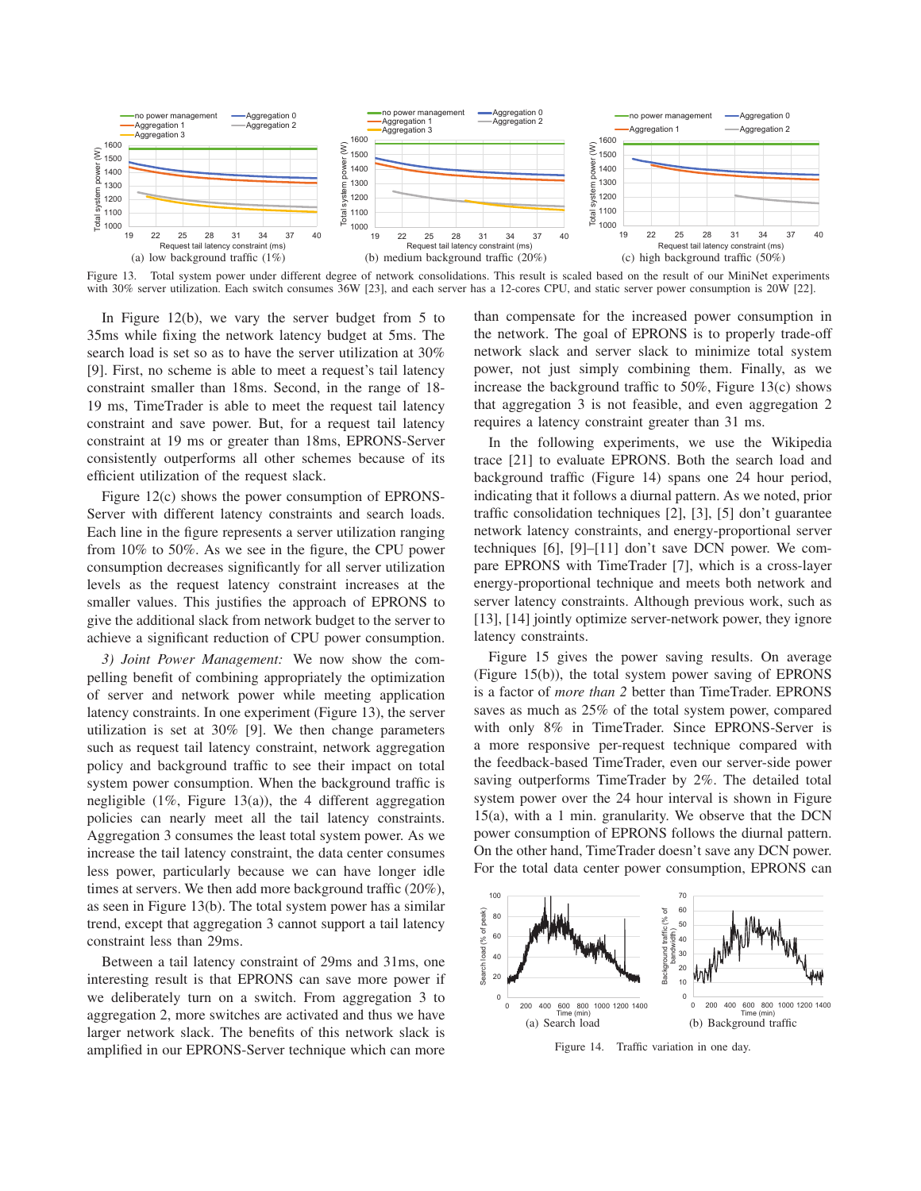Figure 13. Total system power under different degree of network consolidations. This result is scaled based on the result of our MiniNet experiments with 30% server utilization. Each switch consumes 36W [23], and each server has a 12-cores CPU, and static server power consumption is 20W [22].

In Figure 12(b), we vary the server budget from 5 to 35ms while fixing the network latency budget at 5ms. The search load is set so as to have the server utilization at 30% [9]. First, no scheme is able to meet a request's tail latency constraint smaller than 18ms. Second, in the range of 18-19 ms, TimeTrader is able to meet the request tail latency constraint and save power. But, for a request tail latency constraint at 19 ms or greater than 18ms, EPRONS-Server consistently outperforms all other schemes because of its efficient utilization of the request slack.

Figure 12(c) shows the power consumption of EPRONS-Server with different latency constraints and search loads. Each line in the figure represents a server utilization ranging from 10% to 50%. As we see in the figure, the CPU power consumption decreases significantly for all server utilization levels as the request latency constraint increases at the smaller values. This justifies the approach of EPRONS to give the additional slack from network budget to the server to achieve a significant reduction of CPU power consumption.

*3) Joint Power Management:* We now show the compelling benefit of combining appropriately the optimization of server and network power while meeting application latency constraints. In one experiment (Figure 13), the server utilization is set at 30% [9]. We then change parameters such as request tail latency constraint, network aggregation policy and background traffic to see their impact on total system power consumption. When the background traffic is negligible (1%, Figure 13(a)), the 4 different aggregation policies can nearly meet all the tail latency constraints. Aggregation 3 consumes the least total system power. As we increase the tail latency constraint, the data center consumes less power, particularly because we can have longer idle times at servers. We then add more background traffic (20%), as seen in Figure 13(b). The total system power has a similar trend, except that aggregation 3 cannot support a tail latency constraint less than 29ms.

Between a tail latency constraint of 29ms and 31ms, one interesting result is that EPRONS can save more power if we deliberately turn on a switch. From aggregation 3 to aggregation 2, more switches are activated and thus we have larger network slack. The benefits of this network slack is amplified in our EPRONS-Server technique which can more than compensate for the increased power consumption in the network. The goal of EPRONS is to properly trade-off network slack and server slack to minimize total system power, not just simply combining them. Finally, as we increase the background traffic to 50%, Figure 13(c) shows that aggregation 3 is not feasible, and even aggregation 2 requires a latency constraint greater than 31 ms.

In the following experiments, we use the Wikipedia trace [21] to evaluate EPRONS. Both the search load and background traffic (Figure 14) spans one 24 hour period, indicating that it follows a diurnal pattern. As we noted, prior traffic consolidation techniques [2], [3], [5] don't guarantee network latency constraints, and energy-proportional server techniques [6], [9]–[11] don't save DCN power. We compare EPRONS with TimeTrader [7], which is a cross-layer energy-proportional technique and meets both network and server latency constraints. Although previous work, such as [13], [14] jointly optimize server-network power, they ignore latency constraints.

Figure 15 gives the power saving results. On average (Figure 15(b)), the total system power saving of EPRONS is a factor of *more than 2* better than TimeTrader. EPRONS saves as much as 25% of the total system power, compared with only 8% in TimeTrader. Since EPRONS-Server is a more responsive per-request technique compared with the feedback-based TimeTrader, even our server-side power saving outperforms TimeTrader by 2%. The detailed total system power over the 24 hour interval is shown in Figure 15(a), with a 1 min. granularity. We observe that the DCN power consumption of EPRONS follows the diurnal pattern. On the other hand, TimeTrader doesn't save any DCN power. For the total data center power consumption, EPRONS can

(a) Search load (b) Background traffic

Figure 14. Traffic variation in one day.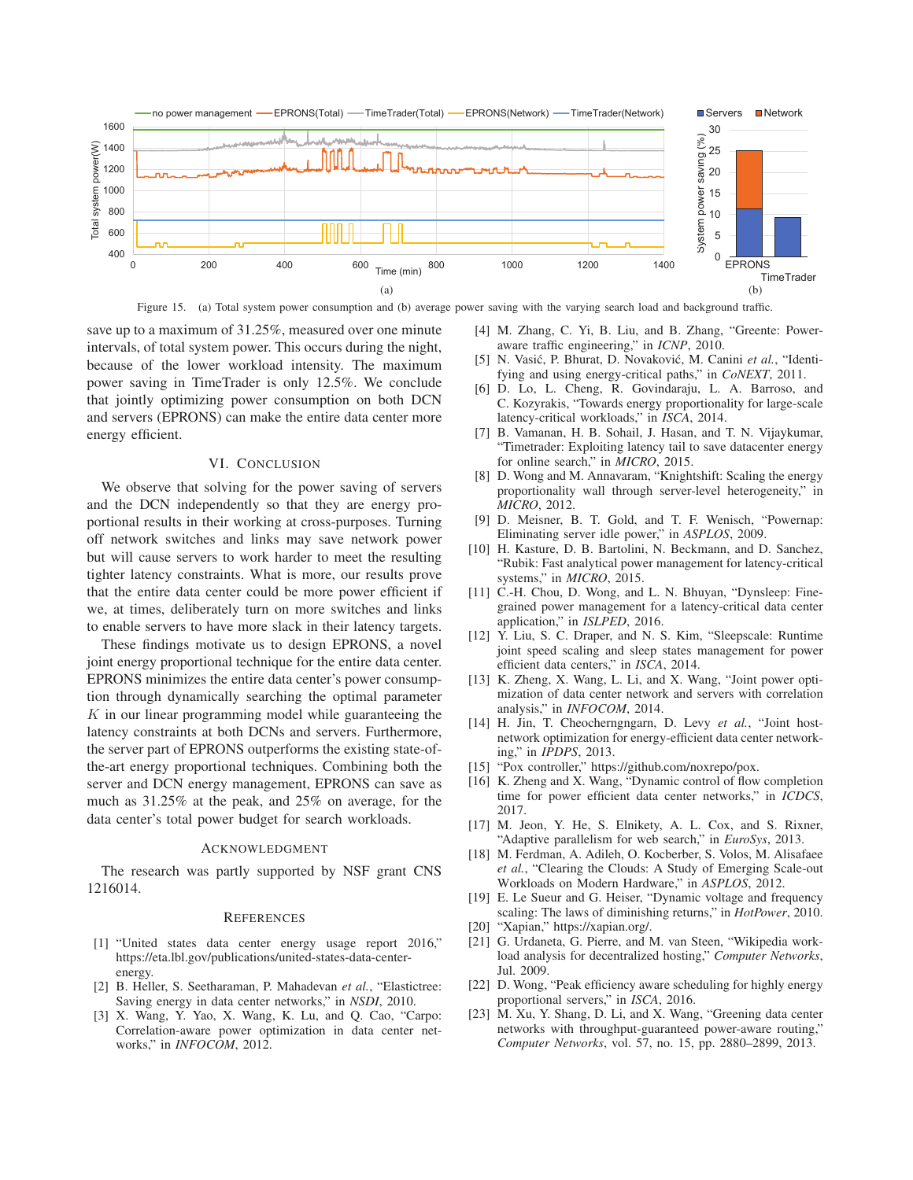— no power management — EPRONS(Total) — TimeTrader(Total) — EPRONS(Network) — TimeTrader(Network)

Total system power(W)

1600
1400
1200
1000
800
600
400

0 200 400 600 800 1000 1200 1400

Time (min)

(a)

Servers Network

system power saving (%)

30
25
20
15
10
5
0

EPRONS TimeTrader

(b)

Figure 15. (a) Total system power consumption and (b) average power saving with the varying search load and background traffic.

save up to a maximum of 31.25%, measured over one minute intervals, of total system power. This occurs during the night, because of the lower workload intensity. The maximum power saving in TimeTrader is only 12.5%. We conclude that jointly optimizing power consumption on both DCN and servers (EPRONS) can make the entire data center more energy efficient.

## VI. Conclusion

We observe that solving for the power saving of servers and the DCN independently so that they are energy proportional results in their working at cross-purposes. Turning off network switches and links may save network power but will cause servers to work harder to meet the resulting tighter latency constraints. What is more, our results prove that the entire data center could be more power efficient if we, at times, deliberately turn on more switches and links to enable servers to have more slack in their latency targets.

These findings motivate us to design EPRONS, a novel joint energy proportional technique for the entire data center. EPRONS minimizes the entire data center's power consumption through dynamically searching the optimal parameter $K$ in our linear programming model while guaranteeing the latency constraints at both DCNs and servers. Furthermore, the server part of EPRONS outperforms the existing state-of-the-art energy proportional techniques. Combining both the server and DCN energy management, EPRONS can save as much as 31.25% at the peak, and 25% on average, for the data center's total power budget for search workloads.

## Acknowledgment

The research was partly supported by NSF grant CNS 1216014.

## References

[1] "United states data center energy usage report 2016," https://eta.lbl.gov/publications/united-states-data-center-energy.

[2] B. Heller, S. Seetharaman, P. Mahadevan *et al.*, "Elastictree: Saving energy in data center networks," in *NSDI*, 2010.

[3] X. Wang, Y. Yao, X. Wang, K. Lu, and Q. Cao, "Carpo: Correlation-aware power optimization in data center networks," in *INFOCOM*, 2012.

[4] M. Zhang, C. Yi, B. Liu, and B. Zhang, "Greente: Power-aware traffic engineering," in *ICNP*, 2010.

[5] N. Vasić, P. Bhurat, D. Novaković, M. Canini *et al.*, "Identifying and using energy-critical paths," in *CoNEXT*, 2011.

[6] D. Lo, L. Cheng, R. Govindaraju, L. A. Barroso, and C. Kozyrakis, "Towards energy proportionality for large-scale latency-critical workloads," in *ISCA*, 2014.

[7] B. Vamanan, H. B. Sohail, J. Hasan, and T. N. Vijaykumar, "Timetrader: Exploiting latency tail to save datacenter energy for online search," in *MICRO*, 2015.

[8] D. Wong and M. Annavaram, "Knightshift: Scaling the energy proportionality wall through server-level heterogeneity," in *MICRO*, 2012.

[9] D. Meisner, B. T. Gold, and T. F. Wenisch, "Powernap: Eliminating server idle power," in *ASPLOS*, 2009.

[10] H. Kasture, D. B. Bartolini, N. Beckmann, and D. Sanchez, "Rubik: Fast analytical power management for latency-critical systems," in *MICRO*, 2015.

[11] C.-H. Chou, D. Wong, and L. N. Bhuyan, "Dynsleep: Fine-grained power management for a latency-critical data center application," in *ISLPED*, 2016.

[12] Y. Liu, S. C. Draper, and N. S. Kim, "Sleepscale: Runtime joint speed scaling and sleep states management for power efficient data centers," in *ISCA*, 2014.

[13] K. Zheng, X. Wang, L. Li, and X. Wang, "Joint power optimization of data center network and servers with correlation analysis," in *INFOCOM*, 2014.

[14] H. Jin, T. Cheocherngngarn, D. Levy *et al.*, "Joint host-network optimization for energy-efficient data center networking," in *IPDPS*, 2013.

[15] "Pox controller," https://github.com/noxrepo/pox.

[16] K. Zheng and X. Wang, "Dynamic control of flow completion time for power efficient data center networks," in *ICDCS*, 2017.

[17] M. Jeon, Y. He, S. Elnikety, A. L. Cox, and S. Rixner, "Adaptive parallelism for web search," in *EuroSys*, 2013.

[18] M. Ferdman, A. Adileh, O. Kocberber, S. Volos, M. Alisafaee *et al.*, "Clearing the Clouds: A Study of Emerging Scale-out Workloads on Modern Hardware," in *ASPLOS*, 2012.

[19] E. Le Sueur and G. Heiser, "Dynamic voltage and frequency scaling: The laws of diminishing returns," in *HotPower*, 2010.

[20] "Xapian," https://xapian.org/.

[21] G. Urdaneta, G. Pierre, and M. van Steen, "Wikipedia workload analysis for decentralized hosting," *Computer Networks*, Jul. 2009.

[22] D. Wong, "Peak efficiency aware scheduling for highly energy proportional servers," in *ISCA*, 2016.

[23] M. Xu, Y. Shang, D. Li, and X. Wang, "Greening data center networks with throughput-guaranteed power-aware routing," *Computer Networks*, vol. 57, no. 15, pp. 2880–2899, 2013.